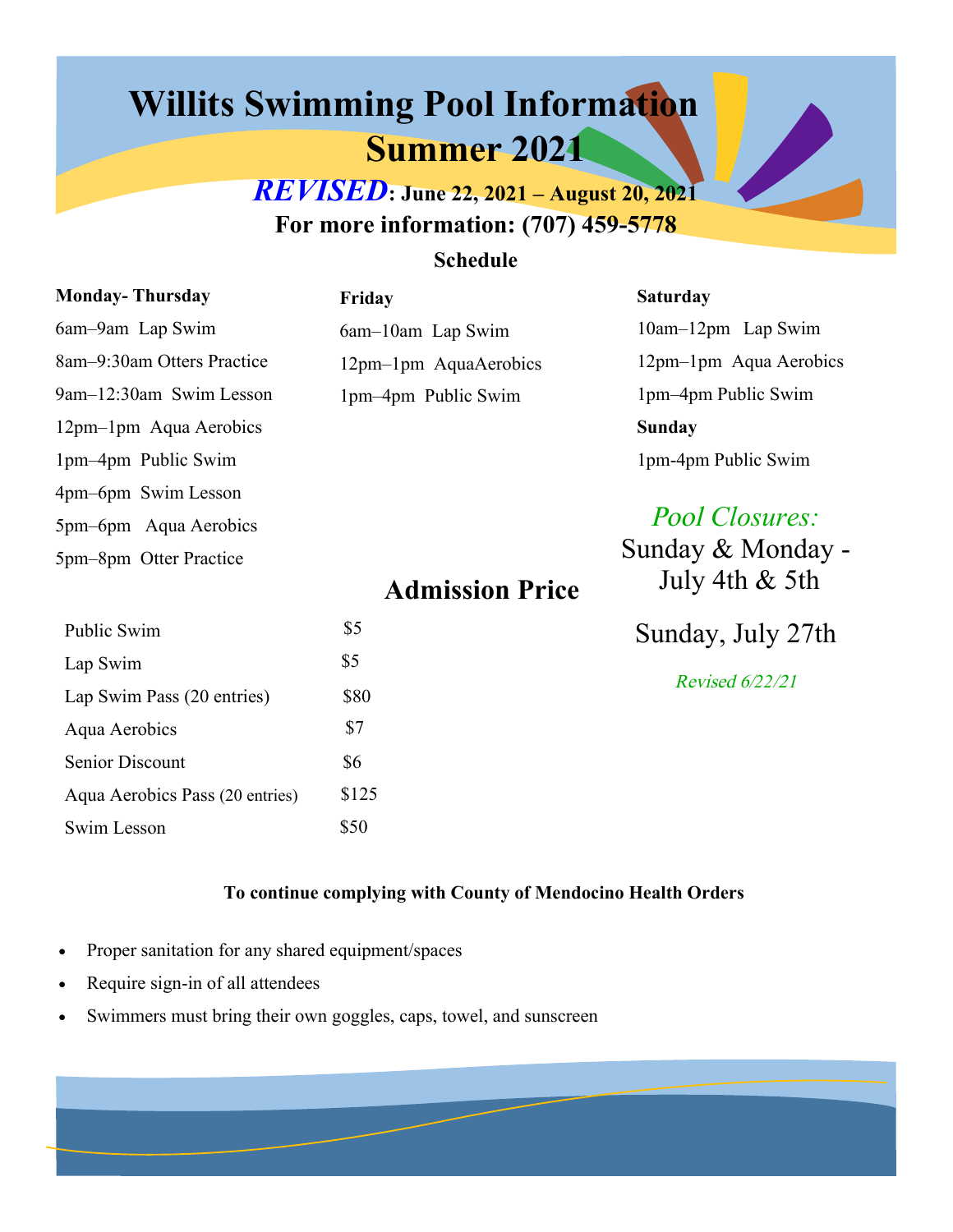# Willits Swimming Pool Information Summer 2021

***REVISED*: June 22, 2021 – August 20, 2021**

**For more information: (707) 459-5778**

## Schedule

**Monday- Thursday**

6am–9am Lap Swim

8am–9:30am Otters Practice

9am–12:30am Swim Lesson

12pm–1pm Aqua Aerobics

1pm–4pm Public Swim

4pm–6pm Swim Lesson

5pm–6pm Aqua Aerobics

5pm–8pm Otter Practice

**Friday**

6am–10am Lap Swim

12pm–1pm AquaAerobics

1pm–4pm Public Swim

**Saturday**

10am–12pm Lap Swim

12pm–1pm Aqua Aerobics

1pm–4pm Public Swim

**Sunday**

1pm-4pm Public Swim

*Pool Closures:*

Sunday & Monday - July 4th & 5th

Sunday, July 27th

*Revised 6/22/21*

## Admission Price

| | |
|---|---|
| Public Swim | $5 |
| Lap Swim | $5 |
| Lap Swim Pass (20 entries) | $80 |
| Aqua Aerobics | $7 |
| Senior Discount | $6 |
| Aqua Aerobics Pass (20 entries) | $125 |
| Swim Lesson | $50 |

**To continue complying with County of Mendocino Health Orders**

- Proper sanitation for any shared equipment/spaces
- Require sign-in of all attendees
- Swimmers must bring their own goggles, caps, towel, and sunscreen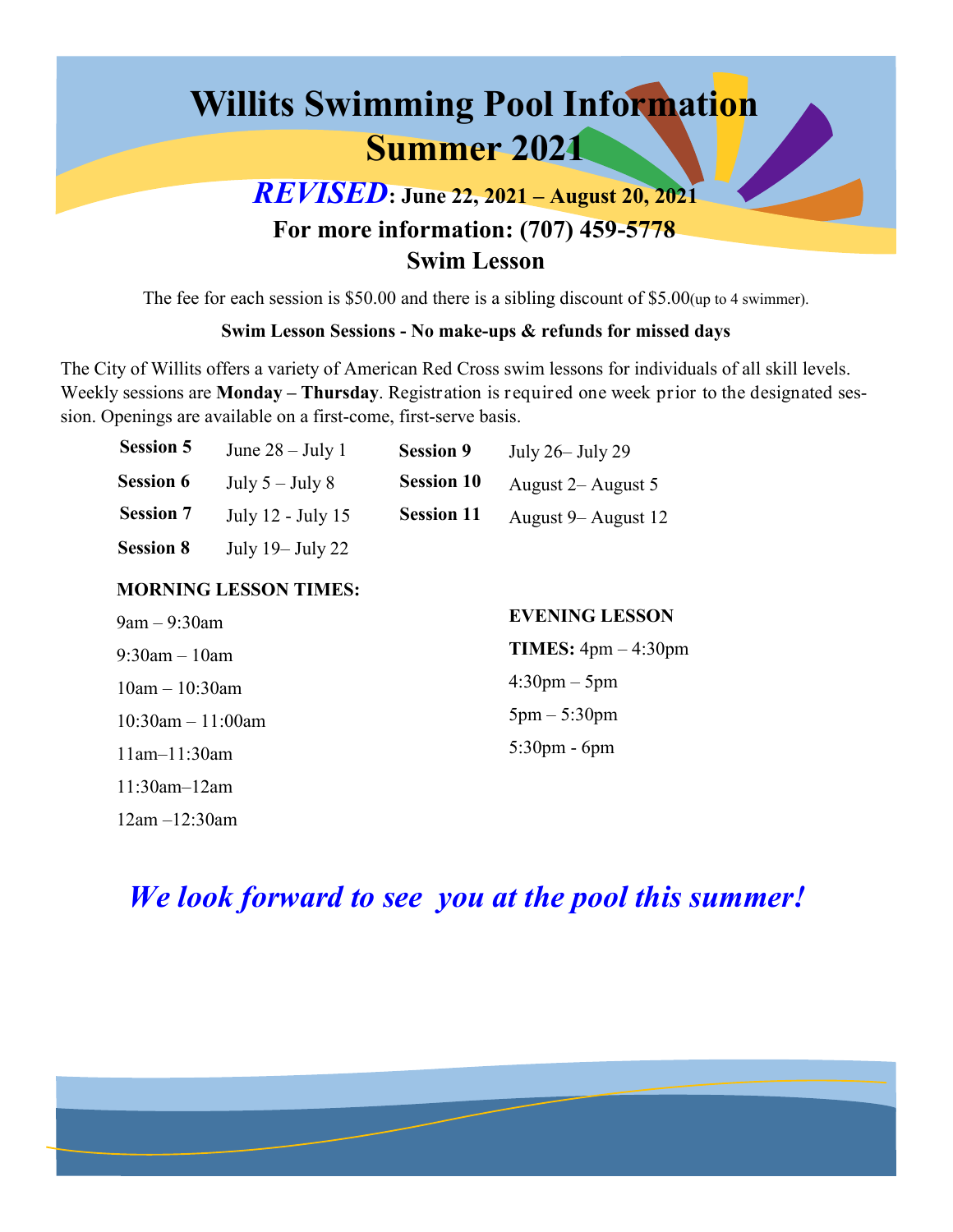# Willits Swimming Pool Information Summer 2021

## *REVISED*: June 22, 2021 – August 20, 2021

## For more information: (707) 459-5778

## Swim Lesson

The fee for each session is $50.00 and there is a sibling discount of $5.00(up to 4 swimmer).

**Swim Lesson Sessions - No make-ups & refunds for missed days**

The City of Willits offers a variety of American Red Cross swim lessons for individuals of all skill levels. Weekly sessions are **Monday – Thursday**. Registration is required one week prior to the designated session. Openings are available on a first-come, first-serve basis.

| | | | |
|---|---|---|---|
| **Session 5** | June 28 – July 1 | **Session 9** | July 26– July 29 |
| **Session 6** | July 5 – July 8 | **Session 10** | August 2– August 5 |
| **Session 7** | July 12 - July 15 | **Session 11** | August 9– August 12 |
| **Session 8** | July 19– July 22 | | |

**MORNING LESSON TIMES:**

9am – 9:30am

9:30am – 10am

10am – 10:30am

10:30am – 11:00am

11am–11:30am

11:30am–12am

12am –12:30am

**EVENING LESSON TIMES:** 4pm – 4:30pm

4:30pm – 5pm

5pm – 5:30pm

5:30pm - 6pm

*We look forward to see you at the pool this summer!*